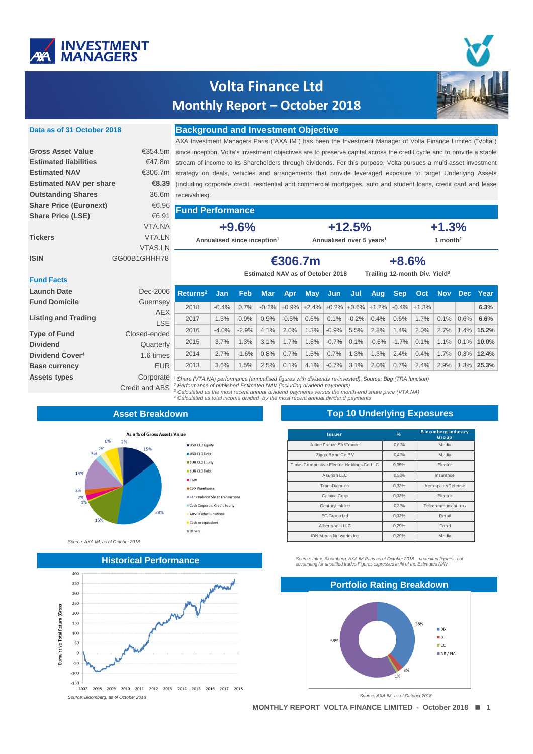# Volta Finance Ltd

## Monthly Report – October 2018

**Data as of 31 October 2018**

| | |
|---|---|
| **Gross Asset Value** | €354.5m |
| **Estimated liabilities** | €47.8m |
| **Estimated NAV** | €306.7m |
| **Estimated NAV per share** | **€8.39** |
| **Outstanding Shares** | 36.6m |
| **Share Price (Euronext)** | €6.96 |
| **Share Price (LSE)** | €6.91 |
| **Tickers** | VTA.NA VTA.LN VTAS.LN |
| **ISIN** | GG00B1GHHH78 |

**Fund Facts**

| | |
|---|---|
| **Launch Date** | Dec-2006 |
| **Fund Domicile** | Guernsey |
| **Listing and Trading** | AEX LSE |
| **Type of Fund** | Closed-ended |
| **Dividend** | Quarterly |
| **Dividend Cover[4]** | 1.6 times |
| **Base currency** | EUR |
| **Assets types** | Corporate Credit and ABS |

## Background and Investment Objective

AXA Investment Managers Paris ("AXA IM") has been the Investment Manager of Volta Finance Limited ("Volta") since inception. Volta's investment objectives are to preserve capital across the credit cycle and to provide a stable stream of income to its Shareholders through dividends. For this purpose, Volta pursues a multi-asset investment strategy on deals, vehicles and arrangements that provide leveraged exposure to target Underlying Assets (including corporate credit, residential and commercial mortgages, auto and student loans, credit card and lease receivables).

## Fund Performance

| +9.6% | +12.5% | +1.3% |
|---|---|---|
| Annualised since inception[1] | Annualised over 5 years[1] | 1 month[2] |

| €306.7m | +8.6% |
|---|---|
| Estimated NAV as of October 2018 | Trailing 12-month Div. Yield[3] |

| Returns[2] | Jan | Feb | Mar | Apr | May | Jun | Jul | Aug | Sep | Oct | Nov | Dec | Year |
|---|---|---|---|---|---|---|---|---|---|---|---|---|---|
| 2018 | -0.4% | 0.7% | -0.2% | +0.9% | +2.4% | +0.2% | +0.6% | +1.2% | -0.4% | +1.3% | | | **6.3%** |
| 2017 | 1.3% | 0.9% | 0.9% | -0.5% | 0.6% | 0.1% | -0.2% | 0.4% | 0.6% | 1.7% | 0.1% | 0.6% | **6.6%** |
| 2016 | -4.0% | -2.9% | 4.1% | 2.0% | 1.3% | -0.9% | 5.5% | 2.8% | 1.4% | 2.0% | 2.7% | 1.4% | **15.2%** |
| 2015 | 3.7% | 1.3% | 3.1% | 1.7% | 1.6% | -0.7% | 0.1% | -0.6% | -1.7% | 0.1% | 1.1% | 0.1% | **10.0%** |
| 2014 | 2.7% | -1.6% | 0.8% | 0.7% | 1.5% | 0.7% | 1.3% | 1.3% | 2.4% | 0.4% | 1.7% | 0.3% | **12.4%** |
| 2013 | 3.6% | 1.5% | 2.5% | 0.1% | 4.1% | -0.7% | 3.1% | 2.0% | 0.7% | 2.4% | 2.9% | 1.3% | **25.3%** |

*[1] Share (VTA.NA) performance (annualised figures with dividends re-invested). Source: Bbg (TRA function)*
*[2] Performance of published Estimated NAV (including dividend payments)*
*[3] Calculated as the most recent annual dividend payments versus the month-end share price (VTA.NA)*
*[4] Calculated as total income divided by the most recent annual dividend payments*

## Asset Breakdown

As a % of Gross Assets Value

| Asset | % |
|---|---|
| USD CLO Equity | 38% |
| USD CLO Debt | 15% |
| EUR CLO Equity | 15% |
| EUR CLO Debt | 1% |
| CMV | 2% |
| CLO Warehouse | 2% |
| Bank Balance Sheet Transactions | 14% |
| Cash Corporate Credit Equity | 3% |
| ABS Residual Positions | 2% |
| Cash or equivalent | 6% |
| Others | 2% |

*Source: AXA IM, as of October 2018*

## Top 10 Underlying Exposures

| Issuer | % | Bloomberg Industry Group |
|---|---|---|
| Altice France SA/France | 0.81% | Media |
| Ziggo Bond Co BV | 0.41% | Media |
| Texas Competitive Electric Holdings Co LLC | 0.35% | Electric |
| Asurion LLC | 0.33% | Insurance |
| TransDigm Inc | 0.32% | Aerospace/Defense |
| Calpine Corp | 0.33% | Electric |
| CenturyLink Inc | 0.31% | Telecommunications |
| EG Group Ltd | 0.32% | Retail |
| Albertson's LLC | 0.29% | Food |
| ION Media Networks Inc | 0.29% | Media |

*Source: Intex, Bloomberg, AXA IM Paris as of October 2018 – unaudited figures - not accounting for unsettled trades Figures expressed in % of the Estimated NAV*

## Historical Performance

Cumulative Total Return (Gross) — 2007 to 2018

*Source: Bloomberg, as of October 2018*

## Portfolio Rating Breakdown

| Rating | % |
|---|---|
| BB | 38% |
| B | 3% |
| CC | 1% |
| NR / NA | 58% |

*Source: AXA IM, as of October 2018*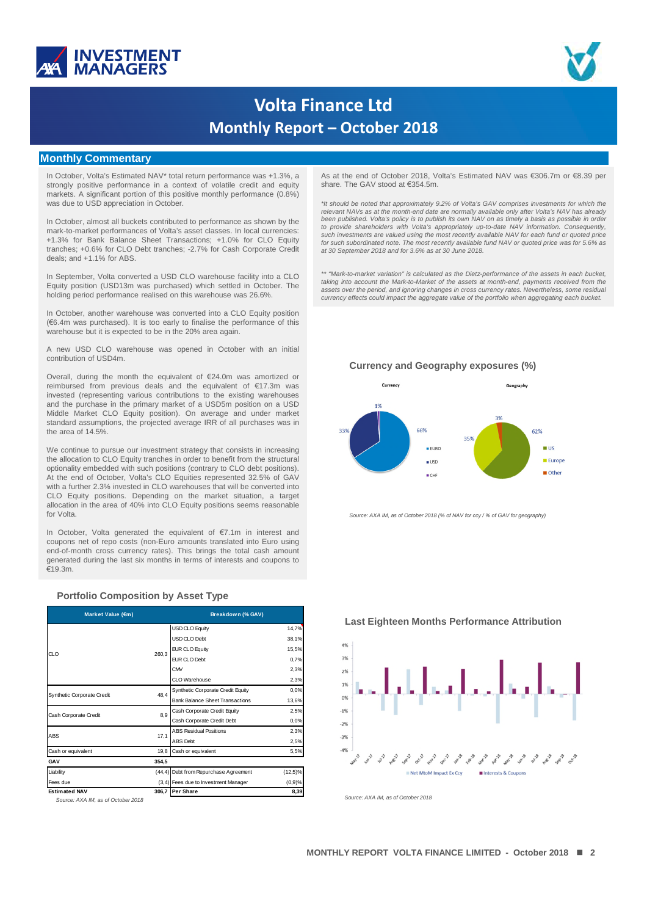# Volta Finance Ltd

## Monthly Report – October 2018

## Monthly Commentary

In October, Volta's Estimated NAV* total return performance was +1.3%, a strongly positive performance in a context of volatile credit and equity markets. A significant portion of this positive monthly performance (0.8%) was due to USD appreciation in October.

In October, almost all buckets contributed to performance as shown by the mark-to-market performances of Volta's asset classes. In local currencies: +1.3% for Bank Balance Sheet Transactions; +1.0% for CLO Equity tranches; +0.6% for CLO Debt tranches; -2.7% for Cash Corporate Credit deals; and +1.1% for ABS.

In September, Volta converted a USD CLO warehouse facility into a CLO Equity position (USD13m was purchased) which settled in October. The holding period performance realised on this warehouse was 26.6%.

In October, another warehouse was converted into a CLO Equity position (€6.4m was purchased). It is too early to finalise the performance of this warehouse but it is expected to be in the 20% area again.

A new USD CLO warehouse was opened in October with an initial contribution of USD4m.

Overall, during the month the equivalent of €24.0m was amortized or reimbursed from previous deals and the equivalent of €17.3m was invested (representing various contributions to the existing warehouses and the purchase in the primary market of a USD5m position on a USD Middle Market CLO Equity position). On average and under market standard assumptions, the projected average IRR of all purchases was in the area of 14.5%.

We continue to pursue our investment strategy that consists in increasing the allocation to CLO Equity tranches in order to benefit from the structural optionality embedded with such positions (contrary to CLO debt positions). At the end of October, Volta's CLO Equities represented 32.5% of GAV with a further 2.3% invested in CLO warehouses that will be converted into CLO Equity positions. Depending on the market situation, a target allocation in the area of 40% into CLO Equity positions seems reasonable for Volta.

In October, Volta generated the equivalent of €7.1m in interest and coupons net of repo costs (non-Euro amounts translated into Euro using end-of-month cross currency rates). This brings the total cash amount generated during the last six months in terms of interests and coupons to €19.3m.

As at the end of October 2018, Volta's Estimated NAV was €306.7m or €8.39 per share. The GAV stood at €354.5m.

*It should be noted that approximately 9.2% of Volta's GAV comprises investments for which the relevant NAVs as at the month-end date are normally available only after Volta's NAV has already been published. Volta's policy is to publish its own NAV on as timely a basis as possible in order to provide shareholders with Volta's appropriately up-to-date NAV information. Consequently, such investments are valued using the most recently available NAV for each fund or quoted price for such subordinated note. The most recently available fund NAV or quoted price was for 5.6% as at 30 September 2018 and for 3.6% as at 30 June 2018.*

*** "Mark-to-market variation" is calculated as the Dietz-performance of the assets in each bucket, taking into account the Mark-to-Market of the assets at month-end, payments received from the assets over the period, and ignoring changes in cross currency rates. Nevertheless, some residual currency effects could impact the aggregate value of the portfolio when aggregating each bucket.*

### Currency and Geography exposures (%)

Currency: EURO 33%, USD 66%, CHF 1%

Geography: US 62%, Europe 35%, Other 3%

*Source: AXA IM, as of October 2018 (% of NAV for ccy / % of GAV for geography)*

### Portfolio Composition by Asset Type

| Market Value (€m) | | Breakdown (% GAV) | |
|---|---|---|---|
| CLO | 260,3 | USD CLO Equity | 14,7% |
| | | USD CLO Debt | 38,1% |
| | | EUR CLO Equity | 15,5% |
| | | EUR CLO Debt | 0,7% |
| | | CMV | 2,3% |
| | | CLO Warehouse | 2,3% |
| Synthetic Corporate Credit | 48,4 | Synthetic Corporate Credit Equity | 0,0% |
| | | Bank Balance Sheet Transactions | 13,6% |
| Cash Corporate Credit | 8,9 | Cash Corporate Credit Equity | 2,5% |
| | | Cash Corporate Credit Debt | 0,0% |
| ABS | 17,1 | ABS Residual Positions | 2,3% |
| | | ABS Debt | 2,5% |
| Cash or equivalent | 19,8 | Cash or equivalent | 5,5% |
| **GAV** | **354,5** | | |
| Liability | (44,4) | Debt from Repurchase Agreement | (12,5)% |
| Fees due | (3,4) | Fees due to Investment Manager | (0,9)% |
| **Estimated NAV** | **306,7** | **Per Share** | **8,39** |

*Source: AXA IM, as of October 2018*

### Last Eighteen Months Performance Attribution

Legend: Net MtoM Impact Ex Ccy; Interests & Coupons

*Source: AXA IM, as of October 2018*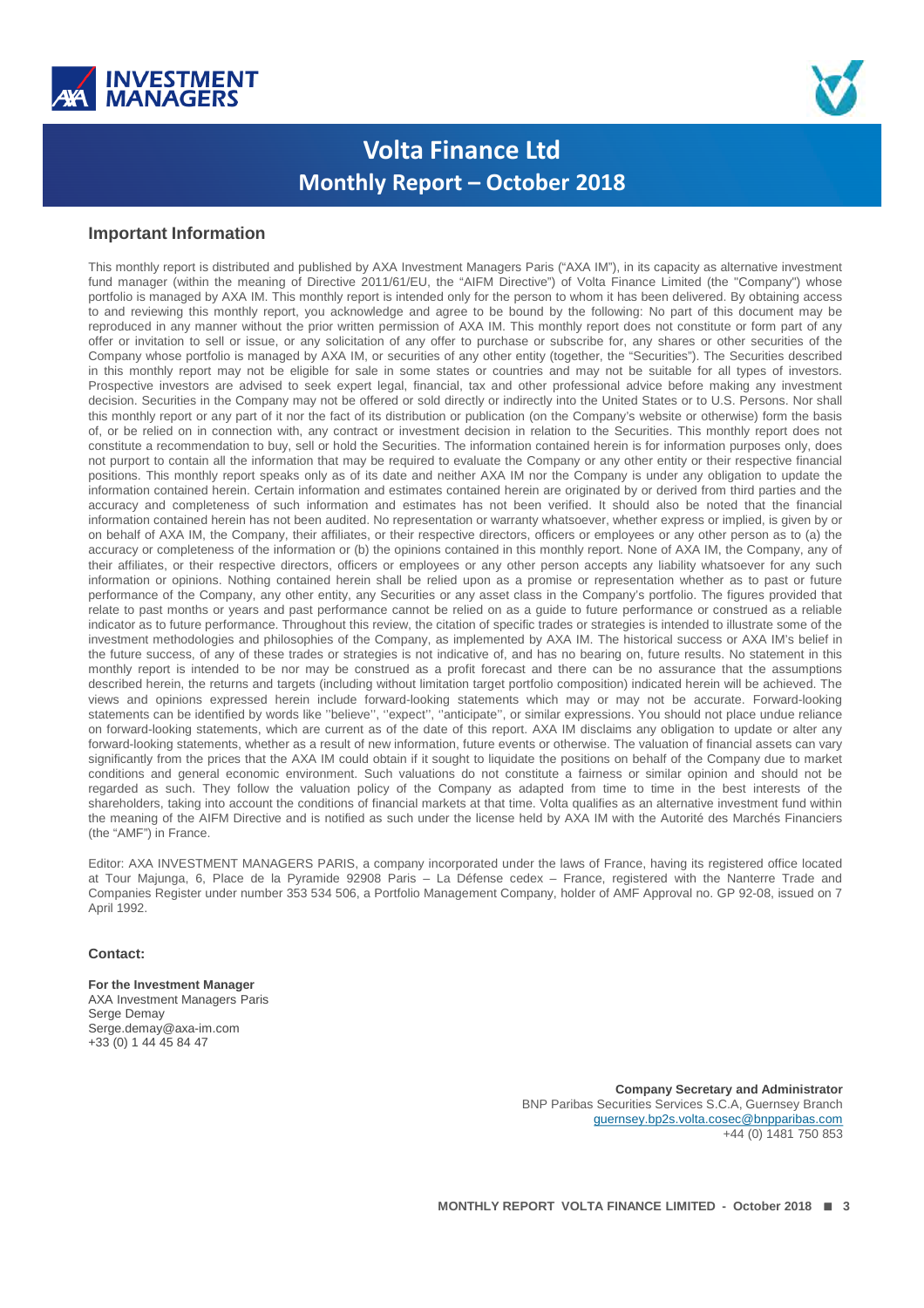# Volta Finance Ltd

## Monthly Report – October 2018

### Important Information

This monthly report is distributed and published by AXA Investment Managers Paris ("AXA IM"), in its capacity as alternative investment fund manager (within the meaning of Directive 2011/61/EU, the "AIFM Directive") of Volta Finance Limited (the "Company") whose portfolio is managed by AXA IM. This monthly report is intended only for the person to whom it has been delivered. By obtaining access to and reviewing this monthly report, you acknowledge and agree to be bound by the following: No part of this document may be reproduced in any manner without the prior written permission of AXA IM. This monthly report does not constitute or form part of any offer or invitation to sell or issue, or any solicitation of any offer to purchase or subscribe for, any shares or other securities of the Company whose portfolio is managed by AXA IM, or securities of any other entity (together, the "Securities"). The Securities described in this monthly report may not be eligible for sale in some states or countries and may not be suitable for all types of investors. Prospective investors are advised to seek expert legal, financial, tax and other professional advice before making any investment decision. Securities in the Company may not be offered or sold directly or indirectly into the United States or to U.S. Persons. Nor shall this monthly report or any part of it nor the fact of its distribution or publication (on the Company's website or otherwise) form the basis of, or be relied on in connection with, any contract or investment decision in relation to the Securities. This monthly report does not constitute a recommendation to buy, sell or hold the Securities. The information contained herein is for information purposes only, does not purport to contain all the information that may be required to evaluate the Company or any other entity or their respective financial positions. This monthly report speaks only as of its date and neither AXA IM nor the Company is under any obligation to update the information contained herein. Certain information and estimates contained herein are originated by or derived from third parties and the accuracy and completeness of such information and estimates has not been verified. It should also be noted that the financial information contained herein has not been audited. No representation or warranty whatsoever, whether express or implied, is given by or on behalf of AXA IM, the Company, their affiliates, or their respective directors, officers or employees or any other person as to (a) the accuracy or completeness of the information or (b) the opinions contained in this monthly report. None of AXA IM, the Company, any of their affiliates, or their respective directors, officers or employees or any other person accepts any liability whatsoever for any such information or opinions. Nothing contained herein shall be relied upon as a promise or representation whether as to past or future performance of the Company, any other entity, any Securities or any asset class in the Company's portfolio. The figures provided that relate to past months or years and past performance cannot be relied on as a guide to future performance or construed as a reliable indicator as to future performance. Throughout this review, the citation of specific trades or strategies is intended to illustrate some of the investment methodologies and philosophies of the Company, as implemented by AXA IM. The historical success or AXA IM's belief in the future success, of any of these trades or strategies is not indicative of, and has no bearing on, future results. No statement in this monthly report is intended to be nor may be construed as a profit forecast and there can be no assurance that the assumptions described herein, the returns and targets (including without limitation target portfolio composition) indicated herein will be achieved. The views and opinions expressed herein include forward-looking statements which may or may not be accurate. Forward-looking statements can be identified by words like ''believe'', ''expect'', ''anticipate'', or similar expressions. You should not place undue reliance on forward-looking statements, which are current as of the date of this report. AXA IM disclaims any obligation to update or alter any forward-looking statements, whether as a result of new information, future events or otherwise. The valuation of financial assets can vary significantly from the prices that the AXA IM could obtain if it sought to liquidate the positions on behalf of the Company due to market conditions and general economic environment. Such valuations do not constitute a fairness or similar opinion and should not be regarded as such. They follow the valuation policy of the Company as adapted from time to time in the best interests of the shareholders, taking into account the conditions of financial markets at that time. Volta qualifies as an alternative investment fund within the meaning of the AIFM Directive and is notified as such under the license held by AXA IM with the Autorité des Marchés Financiers (the "AMF") in France.

Editor: AXA INVESTMENT MANAGERS PARIS, a company incorporated under the laws of France, having its registered office located at Tour Majunga, 6, Place de la Pyramide 92908 Paris – La Défense cedex – France, registered with the Nanterre Trade and Companies Register under number 353 534 506, a Portfolio Management Company, holder of AMF Approval no. GP 92-08, issued on 7 April 1992.

**Contact:**

**For the Investment Manager**
AXA Investment Managers Paris
Serge Demay
Serge.demay@axa-im.com
+33 (0) 1 44 45 84 47

**Company Secretary and Administrator**
BNP Paribas Securities Services S.C.A, Guernsey Branch
guernsey.bp2s.volta.cosec@bnpparibas.com
+44 (0) 1481 750 853